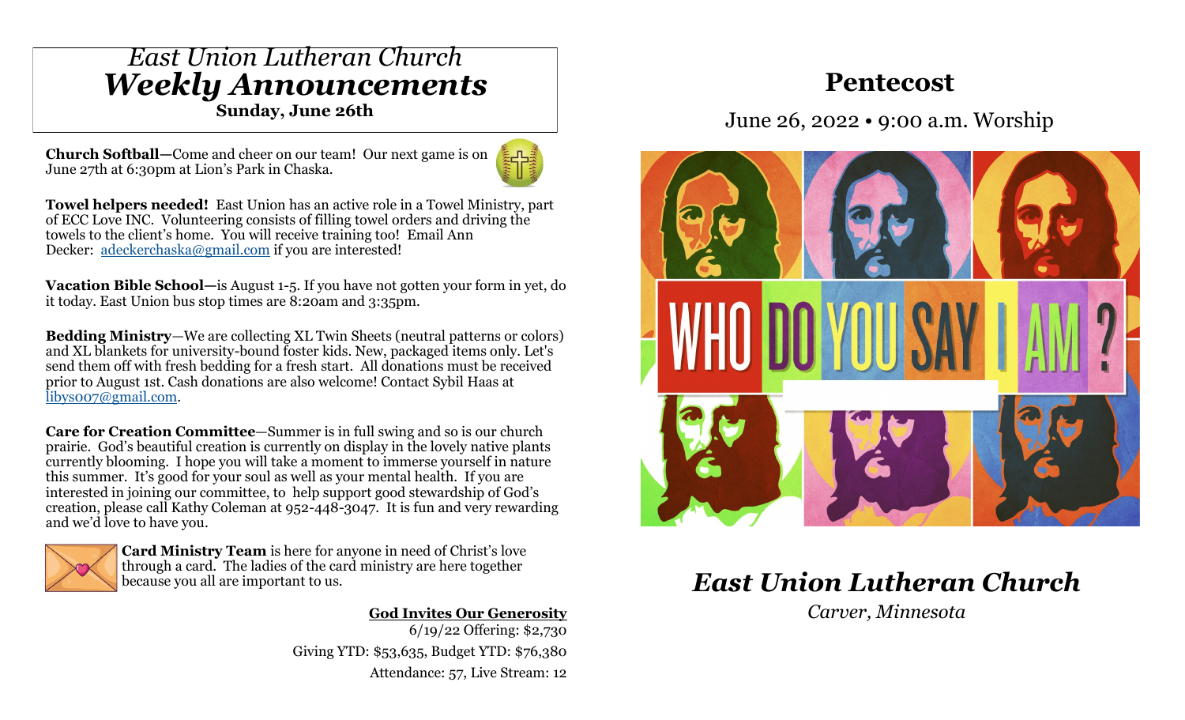*East Union Lutheran Church*

# ***Weekly Announcements***

**Sunday, June 26th**

**Church Softball**—Come and cheer on our team! Our next game is on June 27th at 6:30pm at Lion's Park in Chaska.

**Towel helpers needed!** East Union has an active role in a Towel Ministry, part of ECC Love INC. Volunteering consists of filling towel orders and driving the towels to the client's home. You will receive training too! Email Ann Decker: adeckerchaska@gmail.com if you are interested!

**Vacation Bible School—**is August 1-5. If you have not gotten your form in yet, do it today. East Union bus stop times are 8:20am and 3:35pm.

**Bedding Ministry**—We are collecting XL Twin Sheets (neutral patterns or colors) and XL blankets for university-bound foster kids. New, packaged items only. Let's send them off with fresh bedding for a fresh start. All donations must be received prior to August 1st. Cash donations are also welcome! Contact Sybil Haas at libys007@gmail.com.

**Care for Creation Committee**—Summer is in full swing and so is our church prairie. God's beautiful creation is currently on display in the lovely native plants currently blooming. I hope you will take a moment to immerse yourself in nature this summer. It's good for your soul as well as your mental health. If you are interested in joining our committee, to help support good stewardship of God's creation, please call Kathy Coleman at 952-448-3047. It is fun and very rewarding and we'd love to have you.

**Card Ministry Team** is here for anyone in need of Christ's love through a card. The ladies of the card ministry are here together because you all are important to us.

**God Invites Our Generosity**

6/19/22 Offering: $2,730

Giving YTD: $53,635, Budget YTD: $76,380

Attendance: 57, Live Stream: 12

# Pentecost

June 26, 2022 • 9:00 a.m. Worship

WHO DO YOU SAY I AM?

## ***East Union Lutheran Church***

*Carver, Minnesota*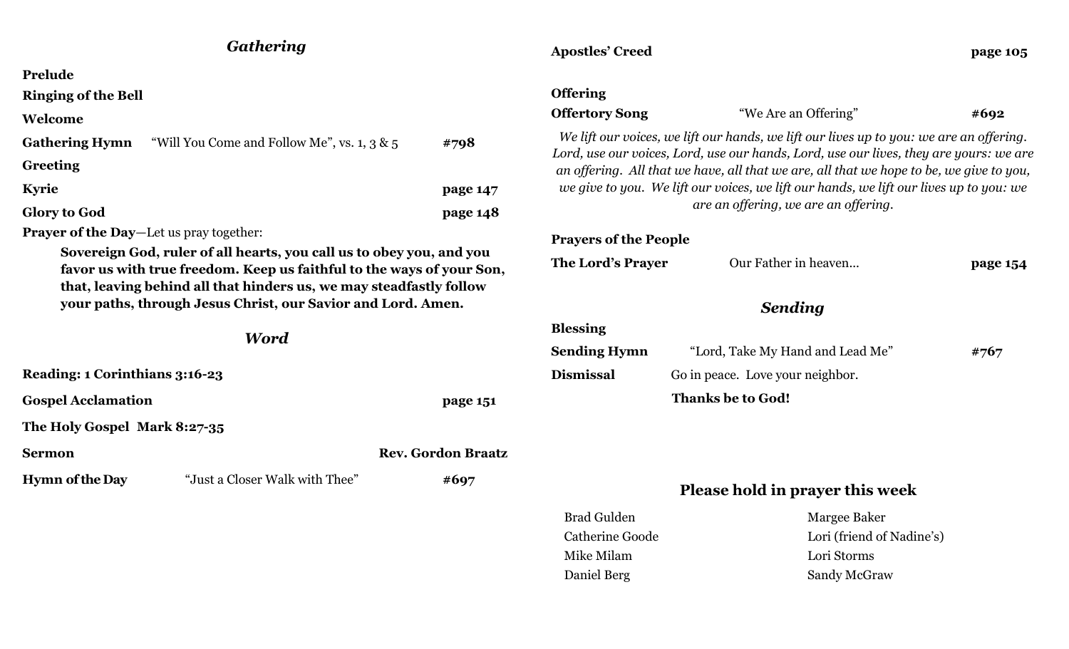## *Gathering*

**Prelude**

**Ringing of the Bell**

**Welcome**

**Gathering Hymn** "Will You Come and Follow Me", vs. 1, 3 & 5 **#798**

**Greeting**

**Kyrie** **page 147**

**Glory to God** **page 148**

**Prayer of the Day**—Let us pray together:

> **Sovereign God, ruler of all hearts, you call us to obey you, and you favor us with true freedom. Keep us faithful to the ways of your Son, that, leaving behind all that hinders us, we may steadfastly follow your paths, through Jesus Christ, our Savior and Lord. Amen.**

## *Word*

**Reading: 1 Corinthians 3:16-23**

**Gospel Acclamation** **page 151**

**The Holy Gospel Mark 8:27-35**

**Sermon** **Rev. Gordon Braatz**

**Hymn of the Day** "Just a Closer Walk with Thee" **#697**

**Apostles' Creed** **page 105**

**Offering**

**Offertory Song** "We Are an Offering" **#692**

*We lift our voices, we lift our hands, we lift our lives up to you: we are an offering. Lord, use our voices, Lord, use our hands, Lord, use our lives, they are yours: we are an offering. All that we have, all that we are, all that we hope to be, we give to you, we give to you. We lift our voices, we lift our hands, we lift our lives up to you: we are an offering, we are an offering.*

**Prayers of the People**

**The Lord's Prayer** Our Father in heaven... **page 154**

## *Sending*

**Blessing**

**Sending Hymn** "Lord, Take My Hand and Lead Me" **#767**

**Dismissal** Go in peace. Love your neighbor.

**Thanks be to God!**

### Please hold in prayer this week

| | |
|---|---|
| Brad Gulden | Margee Baker |
| Catherine Goode | Lori (friend of Nadine's) |
| Mike Milam | Lori Storms |
| Daniel Berg | Sandy McGraw |